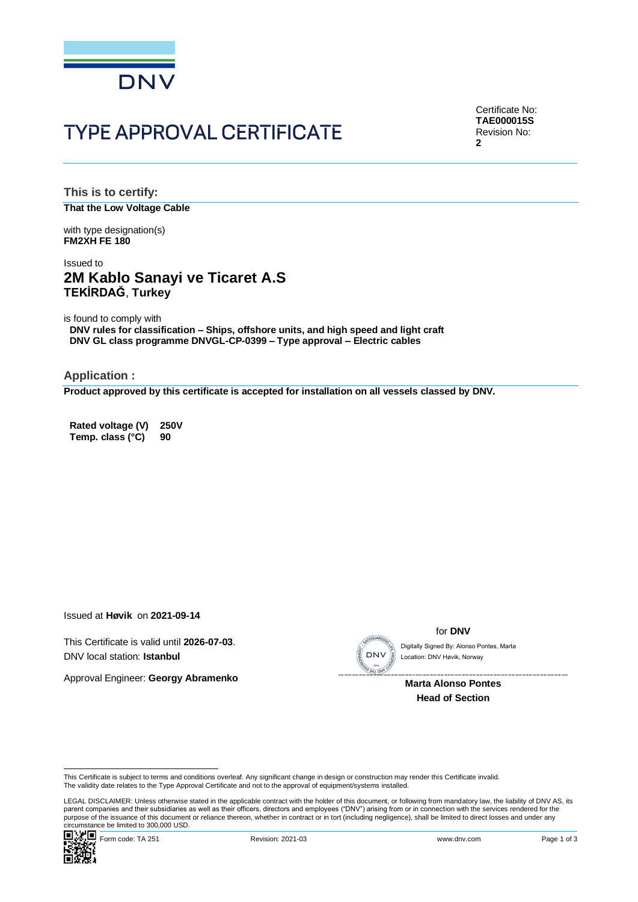DNV

# TYPE APPROVAL CERTIFICATE

Certificate No:
**TAE000015S**
Revision No:
**2**

## This is to certify:

**That the Low Voltage Cable**

with type designation(s)
**FM2XH FE 180**

Issued to
## 2M Kablo Sanayi ve Ticaret A.S
**TEKİRDAĞ**, **Turkey**

is found to comply with
**DNV rules for classification – Ships, offshore units, and high speed and light craft**
**DNV GL class programme DNVGL-CP-0399 – Type approval – Electric cables**

## Application :

**Product approved by this certificate is accepted for installation on all vessels classed by DNV.**

| | |
|---|---|
| **Rated voltage (V)** | **250V** |
| **Temp. class (°C)** | **90** |

Issued at **Høvik** on **2021-09-14**

This Certificate is valid until **2026-07-03**.
DNV local station: **Istanbul**

Approval Engineer: **Georgy Abramenko**

for **DNV**

Digitally Signed By: Alonso Pontes, Marta
Location: DNV Høvik, Norway

**Marta Alonso Pontes**
**Head of Section**

This Certificate is subject to terms and conditions overleaf. Any significant change in design or construction may render this Certificate invalid.
The validity date relates to the Type Approval Certificate and not to the approval of equipment/systems installed.

LEGAL DISCLAIMER: Unless otherwise stated in the applicable contract with the holder of this document, or following from mandatory law, the liability of DNV AS, its parent companies and their subsidiaries as well as their officers, directors and employees ("DNV") arising from or in connection with the services rendered for the purpose of the issuance of this document or reliance thereon, whether in contract or in tort (including negligence), shall be limited to direct losses and under any circumstance be limited to 300,000 USD.

Form code: TA 251 Revision: 2021-03 www.dnv.com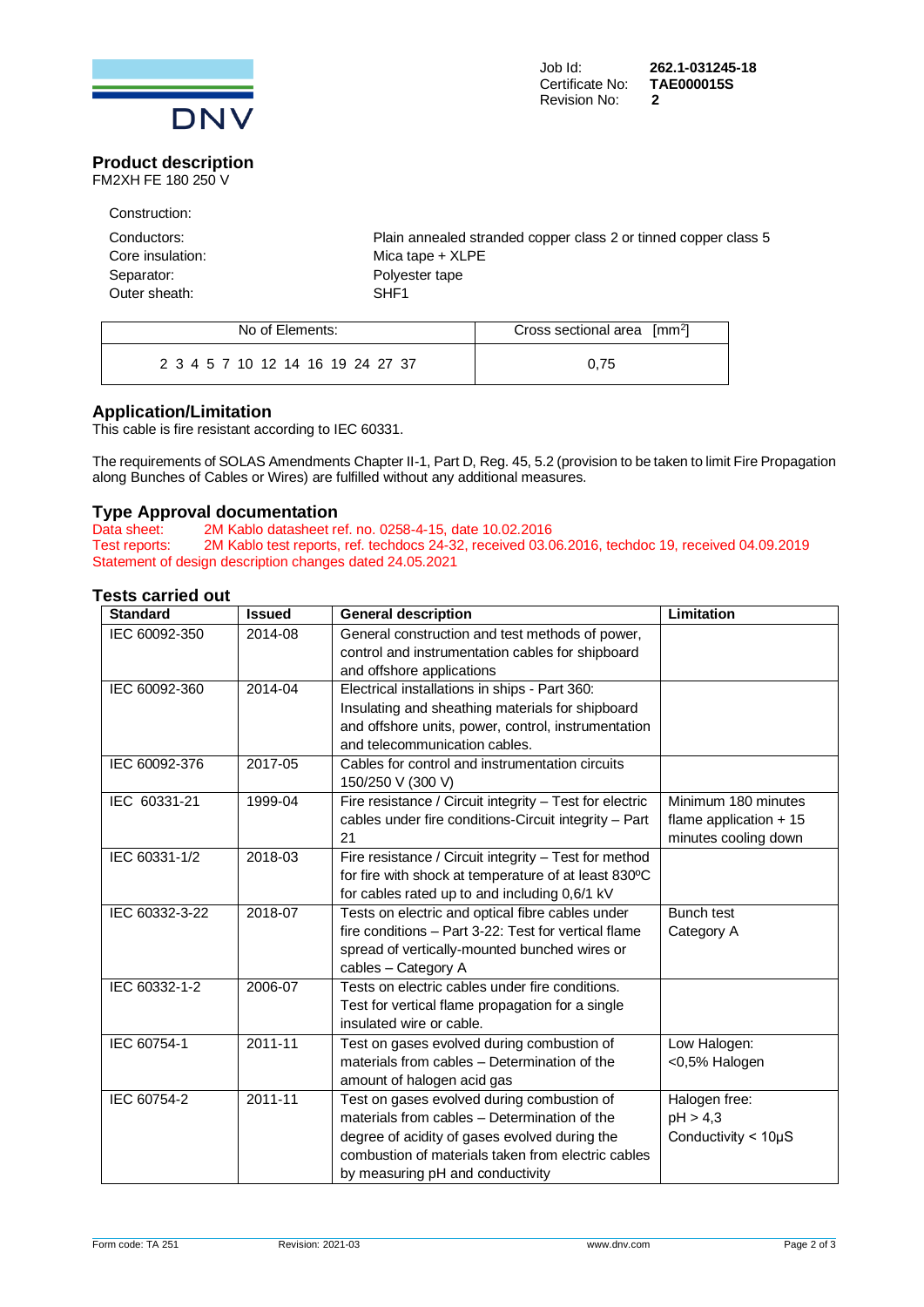Job Id: **262.1-031245-18**
Certificate No: **TAE000015S**
Revision No: **2**

## Product description

FM2XH FE 180 250 V

Construction:

| | |
|---|---|
| Conductors: | Plain annealed stranded copper class 2 or tinned copper class 5 |
| Core insulation: | Mica tape + XLPE |
| Separator: | Polyester tape |
| Outer sheath: | SHF1 |

| No of Elements: | Cross sectional area [$mm^2$] |
|---|---|
| 2 3 4 5 7 10 12 14 16 19 24 27 37 | 0,75 |

## Application/Limitation

This cable is fire resistant according to IEC 60331.

The requirements of SOLAS Amendments Chapter II-1, Part D, Reg. 45, 5.2 (provision to be taken to limit Fire Propagation along Bunches of Cables or Wires) are fulfilled without any additional measures.

## Type Approval documentation

Data sheet: 2M Kablo datasheet ref. no. 0258-4-15, date 10.02.2016
Test reports: 2M Kablo test reports, ref. techdocs 24-32, received 03.06.2016, techdoc 19, received 04.09.2019
Statement of design description changes dated 24.05.2021

## Tests carried out

| Standard | Issued | General description | Limitation |
|---|---|---|---|
| IEC 60092-350 | 2014-08 | General construction and test methods of power, control and instrumentation cables for shipboard and offshore applications | |
| IEC 60092-360 | 2014-04 | Electrical installations in ships - Part 360: Insulating and sheathing materials for shipboard and offshore units, power, control, instrumentation and telecommunication cables. | |
| IEC 60092-376 | 2017-05 | Cables for control and instrumentation circuits 150/250 V (300 V) | |
| IEC 60331-21 | 1999-04 | Fire resistance / Circuit integrity – Test for electric cables under fire conditions-Circuit integrity – Part 21 | Minimum 180 minutes flame application + 15 minutes cooling down |
| IEC 60331-1/2 | 2018-03 | Fire resistance / Circuit integrity – Test for method for fire with shock at temperature of at least 830ºC for cables rated up to and including 0,6/1 kV | |
| IEC 60332-3-22 | 2018-07 | Tests on electric and optical fibre cables under fire conditions – Part 3-22: Test for vertical flame spread of vertically-mounted bunched wires or cables – Category A | Bunch test Category A |
| IEC 60332-1-2 | 2006-07 | Tests on electric cables under fire conditions. Test for vertical flame propagation for a single insulated wire or cable. | |
| IEC 60754-1 | 2011-11 | Test on gases evolved during combustion of materials from cables – Determination of the amount of halogen acid gas | Low Halogen: <0,5% Halogen |
| IEC 60754-2 | 2011-11 | Test on gases evolved during combustion of materials from cables – Determination of the degree of acidity of gases evolved during the combustion of materials taken from electric cables by measuring pH and conductivity | Halogen free: pH > 4,3 Conductivity < 10µS |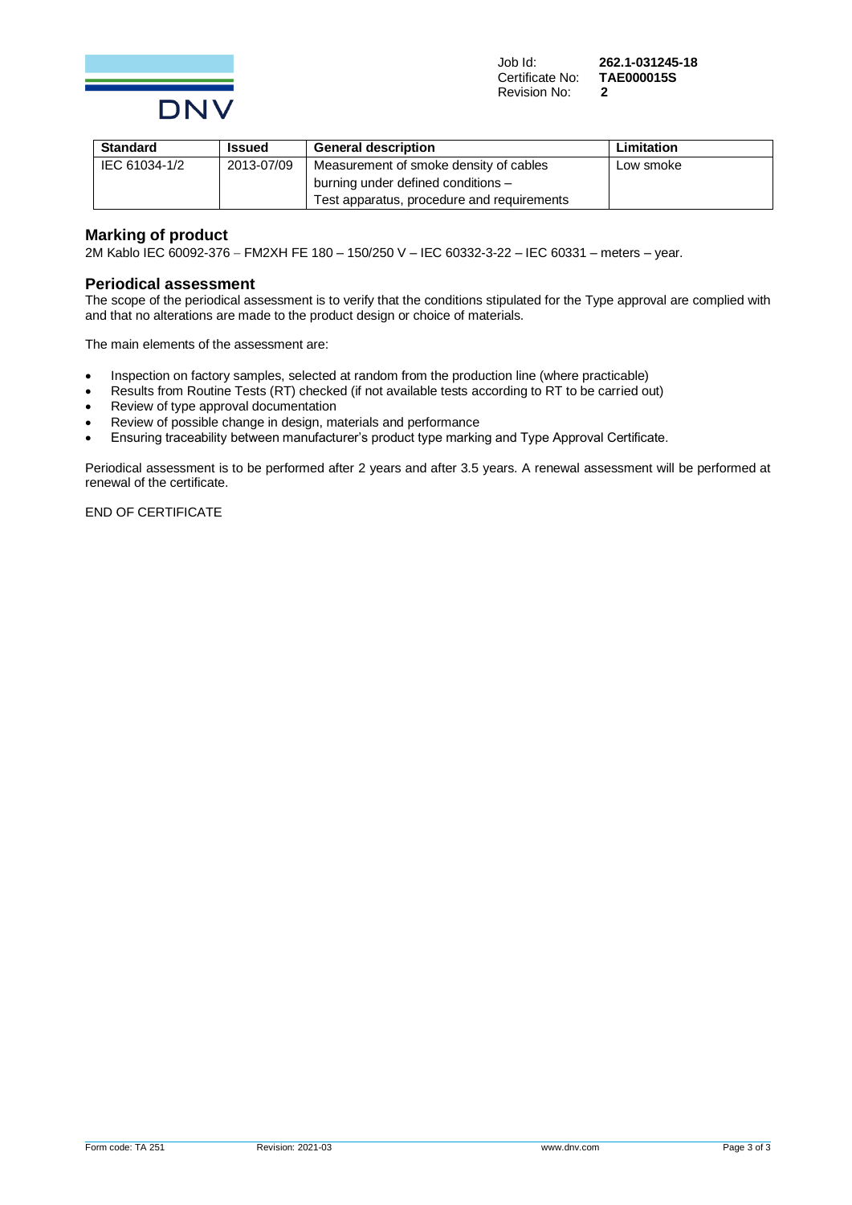| Standard | Issued | General description | Limitation |
|---|---|---|---|
| IEC 61034-1/2 | 2013-07/09 | Measurement of smoke density of cables burning under defined conditions – Test apparatus, procedure and requirements | Low smoke |

## Marking of product

2M Kablo IEC 60092-376 – FM2XH FE 180 – 150/250 V – IEC 60332-3-22 – IEC 60331 – meters – year.

## Periodical assessment

The scope of the periodical assessment is to verify that the conditions stipulated for the Type approval are complied with and that no alterations are made to the product design or choice of materials.

The main elements of the assessment are:

- Inspection on factory samples, selected at random from the production line (where practicable)
- Results from Routine Tests (RT) checked (if not available tests according to RT to be carried out)
- Review of type approval documentation
- Review of possible change in design, materials and performance
- Ensuring traceability between manufacturer's product type marking and Type Approval Certificate.

Periodical assessment is to be performed after 2 years and after 3.5 years. A renewal assessment will be performed at renewal of the certificate.

END OF CERTIFICATE